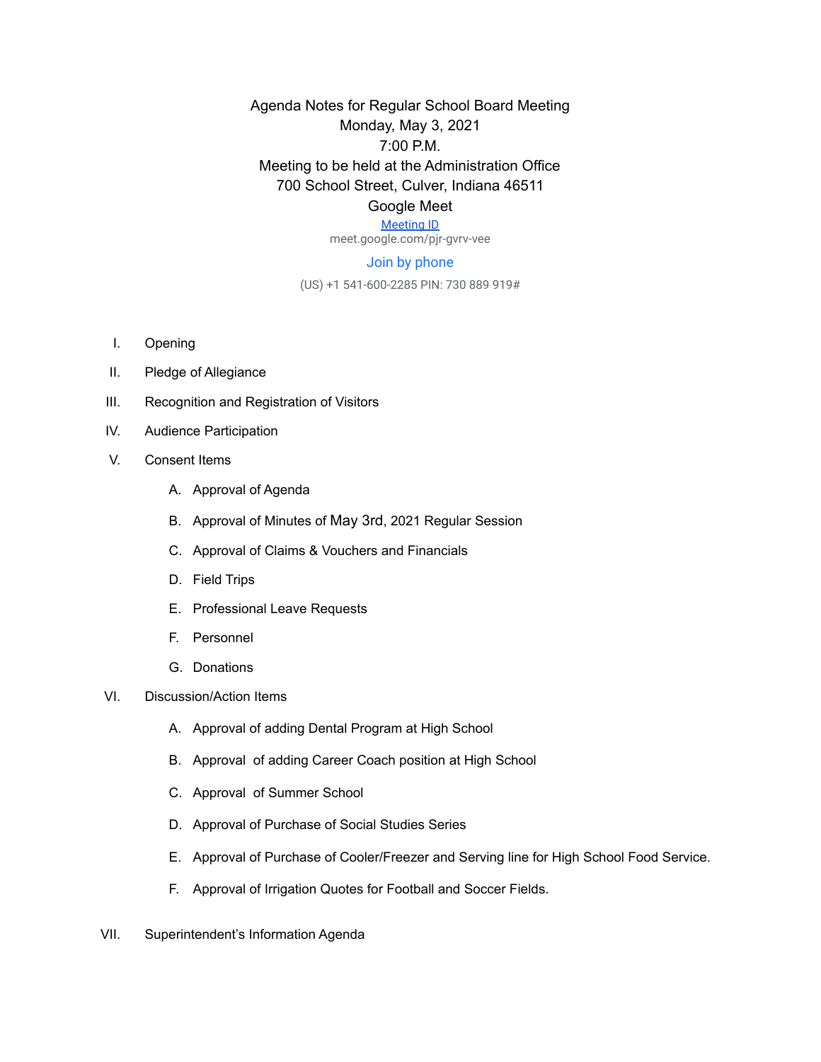Agenda Notes for Regular School Board Meeting
Monday, May 3, 2021
7:00 P.M.
Meeting to be held at the Administration Office
700 School Street, Culver, Indiana 46511
Google Meet

Meeting ID
meet.google.com/pjr-gvrv-vee

Join by phone
(US) +1 541-600-2285 PIN: 730 889 919#

I. Opening

II. Pledge of Allegiance

III. Recognition and Registration of Visitors

IV. Audience Participation

V. Consent Items

   A. Approval of Agenda

   B. Approval of Minutes of May 3rd, 2021 Regular Session

   C. Approval of Claims & Vouchers and Financials

   D. Field Trips

   E. Professional Leave Requests

   F. Personnel

   G. Donations

VI. Discussion/Action Items

   A. Approval of adding Dental Program at High School

   B. Approval of adding Career Coach position at High School

   C. Approval of Summer School

   D. Approval of Purchase of Social Studies Series

   E. Approval of Purchase of Cooler/Freezer and Serving line for High School Food Service.

   F. Approval of Irrigation Quotes for Football and Soccer Fields.

VII. Superintendent's Information Agenda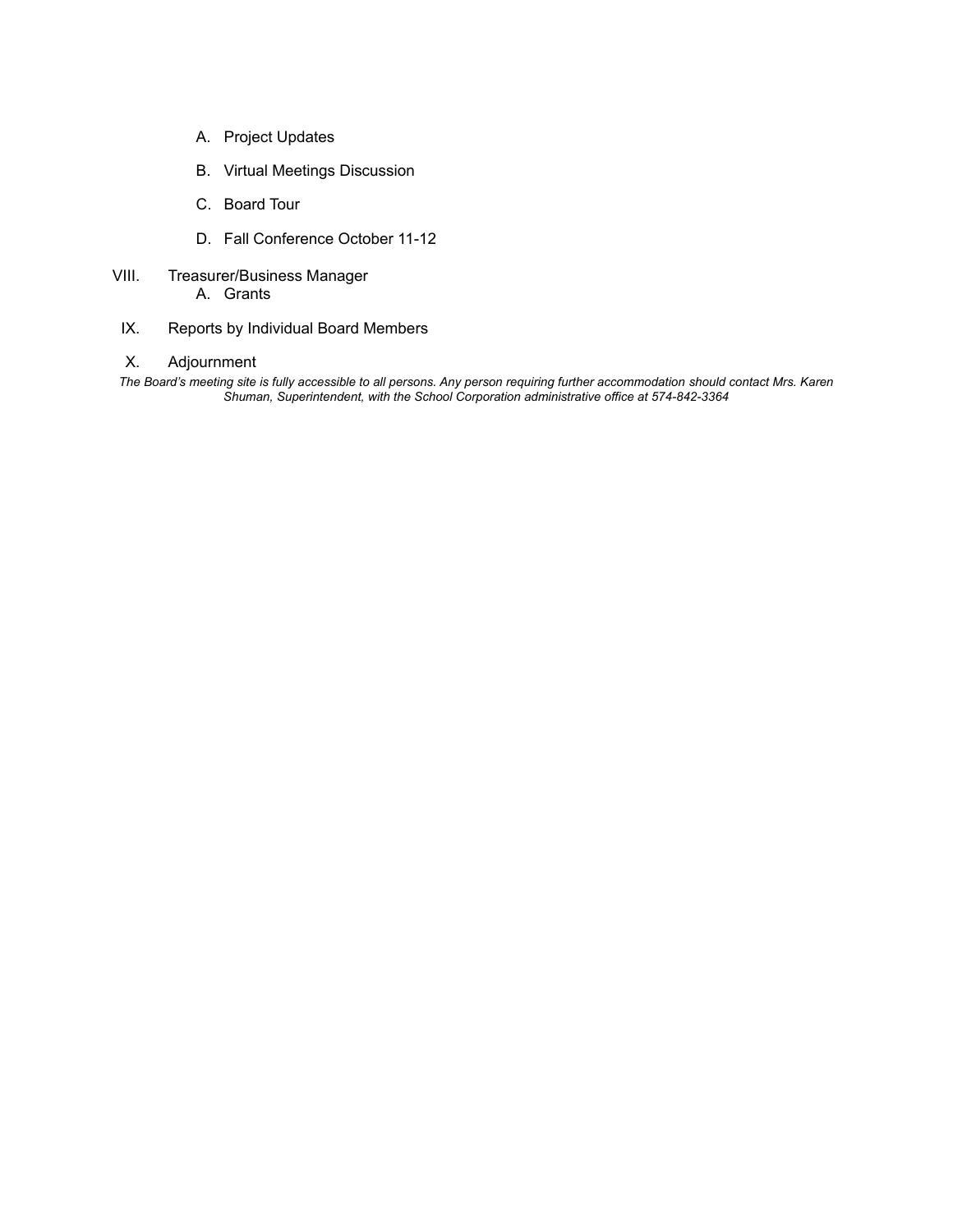A. Project Updates

B. Virtual Meetings Discussion

C. Board Tour

D. Fall Conference October 11-12

VIII. Treasurer/Business Manager

A. Grants

IX. Reports by Individual Board Members

X. Adjournment

*The Board's meeting site is fully accessible to all persons. Any person requiring further accommodation should contact Mrs. Karen Shuman, Superintendent, with the School Corporation administrative office at 574-842-3364*